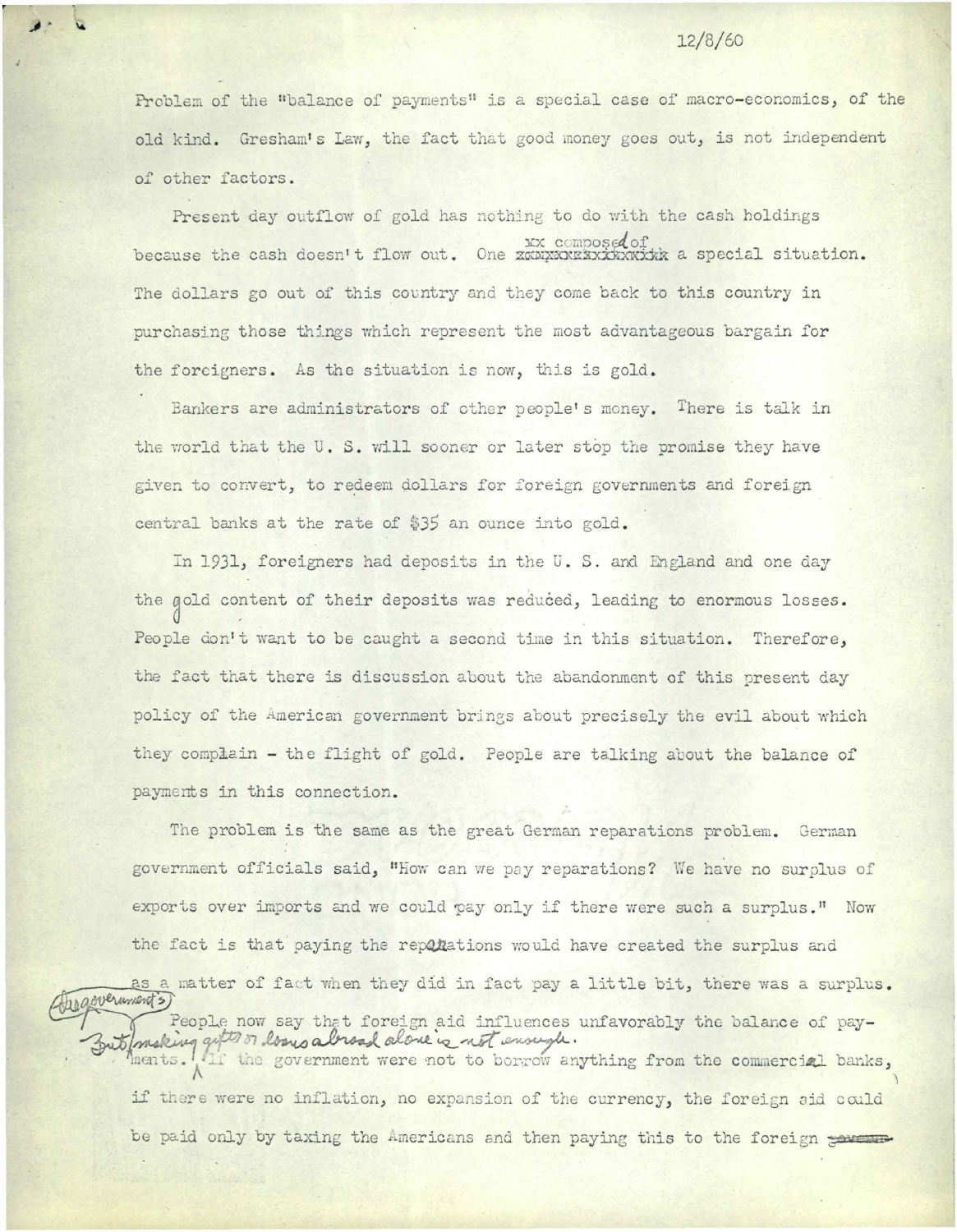12/8/60

Problem of the "balance of payments" is a special case of macro-economics, of the old kind. Gresham's Law, the fact that good money goes out, is not independent of other factors.

Present day outflow of gold has nothing to do with the cash holdings because the cash doesn't flow out. One composed of a special situation. The dollars go out of this country and they come back to this country in purchasing those things which represent the most advantageous bargain for the foreigners. As the situation is now, this is gold.

Bankers are administrators of other people's money. There is talk in the world that the U. S. will sooner or later stop the promise they have given to convert, to redeem dollars for foreign governments and foreign central banks at the rate of $35 an ounce into gold.

In 1931, foreigners had deposits in the U. S. and England and one day the gold content of their deposits was reduced, leading to enormous losses. People don't want to be caught a second time in this situation. Therefore, the fact that there is discussion about the abandonment of this present day policy of the American government brings about precisely the evil about which they complain - the flight of gold. People are talking about the balance of payments in this connection.

The problem is the same as the great German reparations problem. German government officials said, "How can we pay reparations? We have no surplus of exports over imports and we could pay only if there were such a surplus." Now the fact is that paying the reparations would have created the surplus and as a matter of fact when they did in fact pay a little bit, there was a surplus.

People now say that foreign aid influences unfavorably the balance of payments. But (governments) making gifts or loans abroad alone is not enough. If the government were not to borrow anything from the commercial banks, if there were no inflation, no expansion of the currency, the foreign aid could be paid only by taxing the Americans and then paying this to the foreign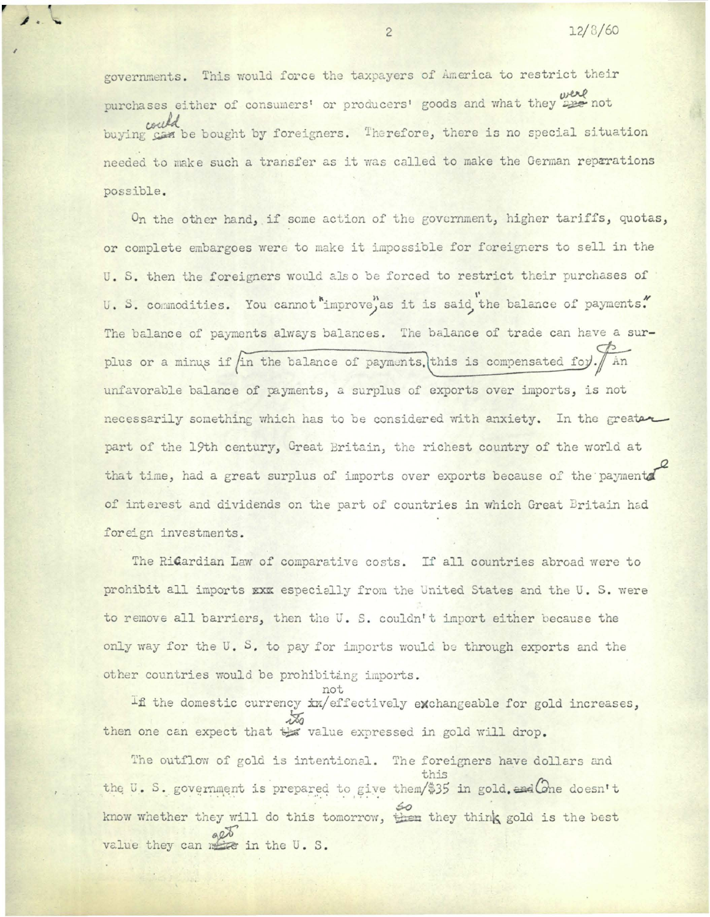governments. This would force the taxpayers of America to restrict their purchases either of consumers' or producers' goods and what they were not buying could be bought by foreigners. Therefore, there is no special situation needed to make such a transfer as it was called to make the German reparations possible.

On the other hand, if some action of the government, higher tariffs, quotas, or complete embargoes were to make it impossible for foreigners to sell in the U. S. then the foreigners would also be forced to restrict their purchases of U. S. commodities. You cannot "improve," as it is said, the balance of payments." The balance of payments always balances. The balance of trade can have a surplus or a minus if this is compensated for in the balance of payments.

An unfavorable balance of payments, a surplus of exports over imports, is not necessarily something which has to be considered with anxiety. In the greater part of the 19th century, Great Britain, the richest country of the world at that time, had a great surplus of imports over exports because of the payments of interest and dividends on the part of countries in which Great Britain had foreign investments.

The Ricardian Law of comparative costs. If all countries abroad were to prohibit all imports especially from the United States and the U. S. were to remove all barriers, then the U. S. couldn't import either because the only way for the U. S. to pay for imports would be through exports and the other countries would be prohibiting imports.

If the domestic currency not effectively exchangeable for gold increases, then one can expect that its value expressed in gold will drop.

The outflow of gold is intentional. The foreigners have dollars and the U. S. government is prepared to give them this $35 in gold. One doesn't know whether they will do this tomorrow, so they think gold is the best value they can get in the U. S.